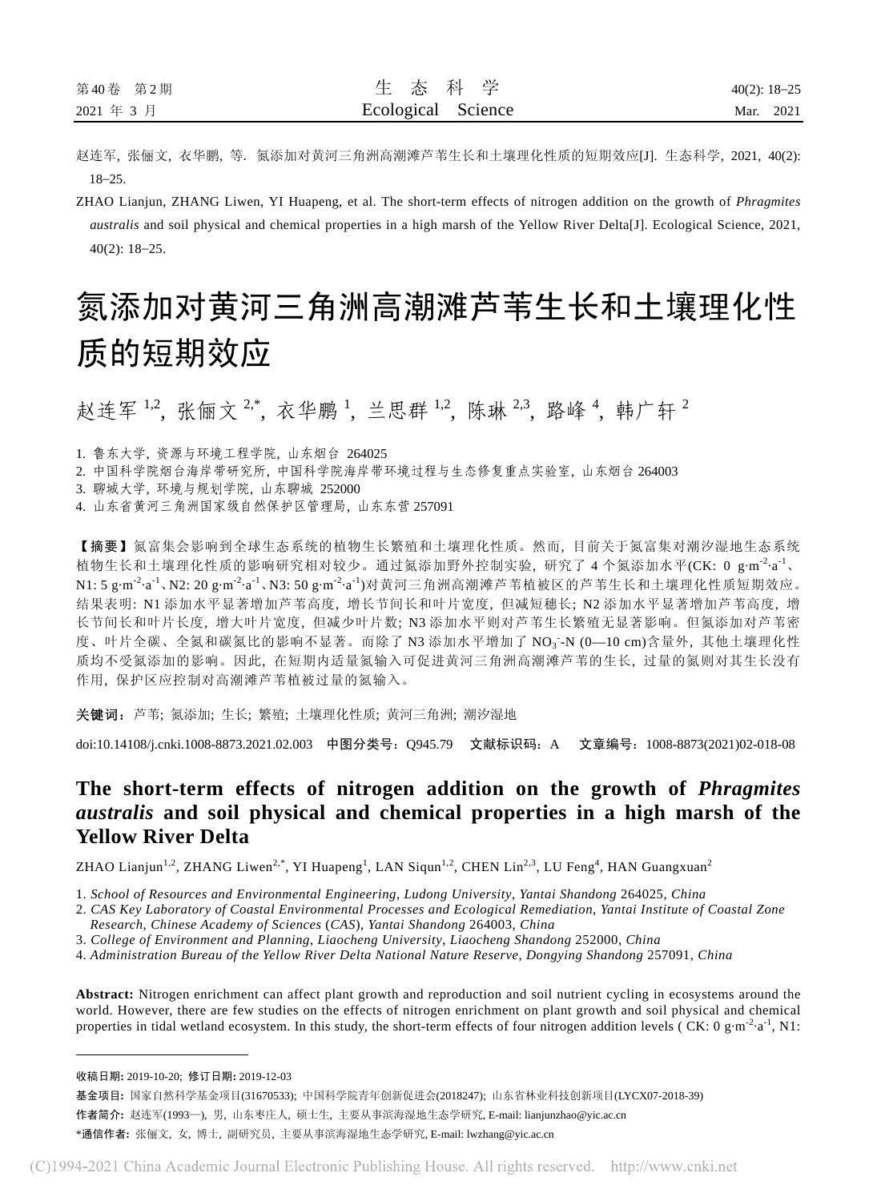赵连军, 张俪文, 衣华鹏, 等. 氮添加对黄河三角洲高潮滩芦苇生长和土壤理化性质的短期效应[J]. 生态科学, 2021, 40(2): 18–25.

ZHAO Lianjun, ZHANG Liwen, YI Huapeng, et al. The short-term effects of nitrogen addition on the growth of *Phragmites australis* and soil physical and chemical properties in a high marsh of the Yellow River Delta[J]. Ecological Science, 2021, 40(2): 18–25.

# 氮添加对黄河三角洲高潮滩芦苇生长和土壤理化性质的短期效应

赵连军[1,2], 张俪文[2,*], 衣华鹏[1], 兰思群[1,2], 陈琳[2,3], 路峰[4], 韩广轩[2]

1. 鲁东大学, 资源与环境工程学院, 山东烟台 264025
2. 中国科学院烟台海岸带研究所, 中国科学院海岸带环境过程与生态修复重点实验室, 山东烟台 264003
3. 聊城大学, 环境与规划学院, 山东聊城 252000
4. 山东省黄河三角洲国家级自然保护区管理局, 山东东营 257091

【摘要】氮富集会影响到全球生态系统的植物生长繁殖和土壤理化性质。然而, 目前关于氮富集对潮汐湿地生态系统植物生长和土壤理化性质的影响研究相对较少。通过氮添加野外控制实验, 研究了 4 个氮添加水平(CK: 0 $g·m^{-2}·a^{-1}$、N1: 5 $g·m^{-2}·a^{-1}$、N2: 20 $g·m^{-2}·a^{-1}$、N3: 50 $g·m^{-2}·a^{-1}$)对黄河三角洲高潮滩芦苇植被区的芦苇生长和土壤理化性质短期效应。结果表明: N1 添加水平显著增加芦苇高度, 增长节间长和叶片宽度, 但减短穗长; N2 添加水平显著增加芦苇高度, 增长节间长和叶片长度, 增大叶片宽度, 但减少叶片数; N3 添加水平则对芦苇生长繁殖无显著影响。但氮添加对芦苇密度、叶片全碳、全氮和碳氮比的影响不显著。而除了 N3 添加水平增加了 $NO_3^-$-N (0—10 cm)含量外, 其他土壤理化性质均不受氮添加的影响。因此, 在短期内适量氮输入可促进黄河三角洲高潮滩芦苇的生长, 过量的氮则对其生长没有作用, 保护区应控制对高潮滩芦苇植被过量的氮输入。

**关键词:** 芦苇; 氮添加; 生长; 繁殖; 土壤理化性质; 黄河三角洲; 潮汐湿地

doi:10.14108/j.cnki.1008-8873.2021.02.003 中图分类号: Q945.79 文献标识码: A 文章编号: 1008-8873(2021)02-018-08

# The short-term effects of nitrogen addition on the growth of *Phragmites australis* and soil physical and chemical properties in a high marsh of the Yellow River Delta

ZHAO Lianjun[1,2], ZHANG Liwen[2,*], YI Huapeng[1], LAN Siqun[1,2], CHEN Lin[2,3], LU Feng[4], HAN Guangxuan[2]

1. *School of Resources and Environmental Engineering, Ludong University, Yantai Shandong* 264025, *China*
2. *CAS Key Laboratory of Coastal Environmental Processes and Ecological Remediation, Yantai Institute of Coastal Zone Research, Chinese Academy of Sciences (CAS), Yantai Shandong* 264003, *China*
3. *College of Environment and Planning, Liaocheng University, Liaocheng Shandong* 252000, *China*
4. *Administration Bureau of the Yellow River Delta National Nature Reserve, Dongying Shandong* 257091, *China*

**Abstract:** Nitrogen enrichment can affect plant growth and reproduction and soil nutrient cycling in ecosystems around the world. However, there are few studies on the effects of nitrogen enrichment on plant growth and soil physical and chemical properties in tidal wetland ecosystem. In this study, the short-term effects of four nitrogen addition levels ( CK: 0 $g·m^{-2}·a^{-1}$, N1:

---

收稿日期: 2019-10-20; 修订日期: 2019-12-03

基金项目: 国家自然科学基金项目(31670533); 中国科学院青年创新促进会(2018247); 山东省林业科技创新项目(LYCX07-2018-39)

作者简介: 赵连军(1993—), 男, 山东枣庄人, 硕士生, 主要从事滨海湿地生态学研究, E-mail: lianjunzhao@yic.ac.cn

*通信作者: 张俪文, 女, 博士, 副研究员, 主要从事滨海湿地生态学研究, E-mail: lwzhang@yic.ac.cn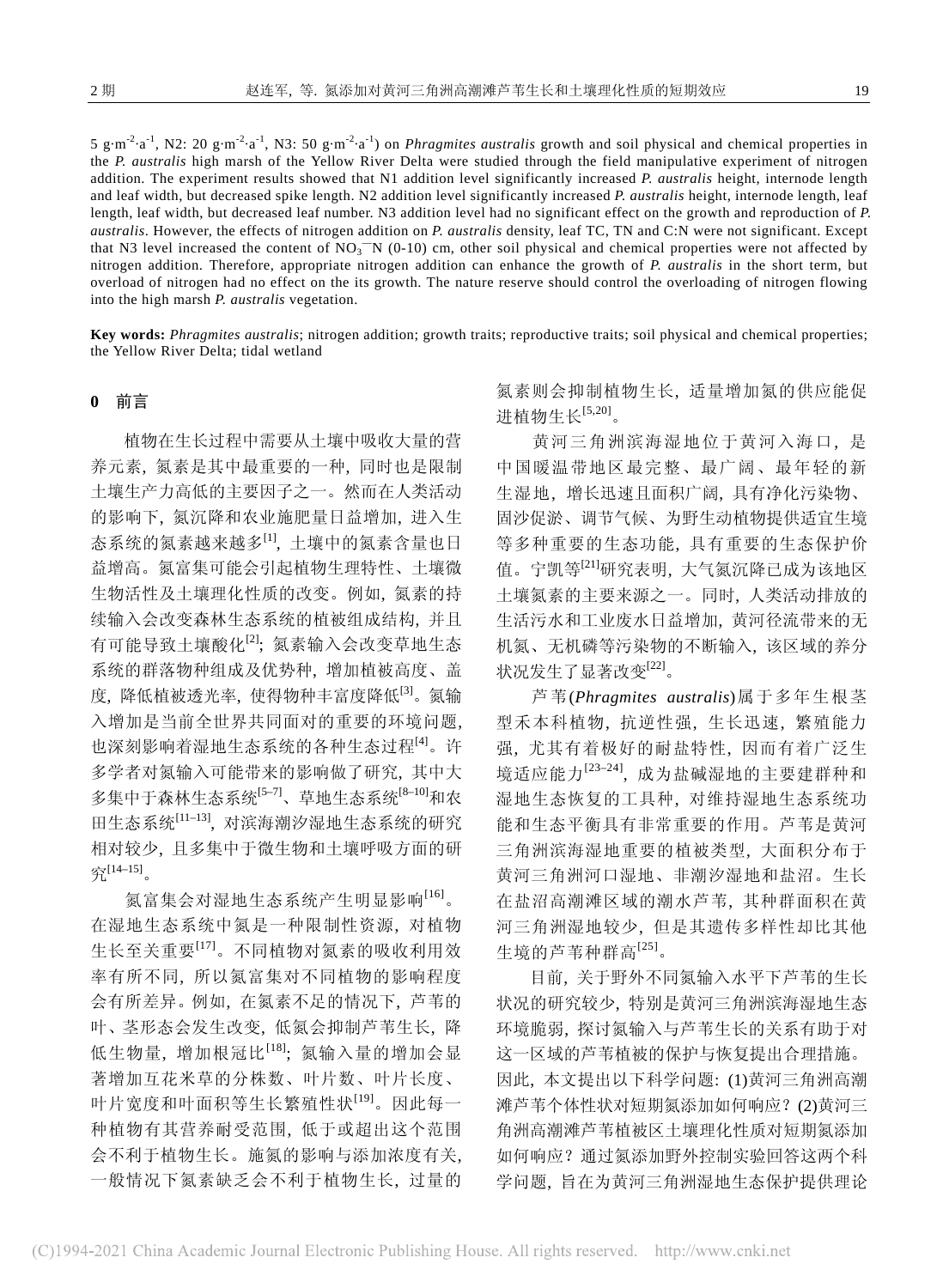5 g·m$^{-2}$·a$^{-1}$, N2: 20 g·m$^{-2}$·a$^{-1}$, N3: 50 g·m$^{-2}$·a$^{-1}$) on *Phragmites australis* growth and soil physical and chemical properties in the *P. australis* high marsh of the Yellow River Delta were studied through the field manipulative experiment of nitrogen addition. The experiment results showed that N1 addition level significantly increased *P. australis* height, internode length and leaf width, but decreased spike length. N2 addition level significantly increased *P. australis* height, internode length, leaf length, leaf width, but decreased leaf number. N3 addition level had no significant effect on the growth and reproduction of *P. australis*. However, the effects of nitrogen addition on *P. australis* density, leaf TC, TN and C:N were not significant. Except that N3 level increased the content of $NO_3^-$–N (0-10) cm, other soil physical and chemical properties were not affected by nitrogen addition. Therefore, appropriate nitrogen addition can enhance the growth of *P. australis* in the short term, but overload of nitrogen had no effect on the its growth. The nature reserve should control the overloading of nitrogen flowing into the high marsh *P. australis* vegetation.

**Key words:** *Phragmites australis*; nitrogen addition; growth traits; reproductive traits; soil physical and chemical properties; the Yellow River Delta; tidal wetland

## 0 前言

植物在生长过程中需要从土壤中吸收大量的营养元素，氮素是其中最重要的一种，同时也是限制土壤生产力高低的主要因子之一。然而在人类活动的影响下，氮沉降和农业施肥量日益增加，进入生态系统的氮素越来越多[1]，土壤中的氮素含量也日益增高。氮富集可能会引起植物生理特性、土壤微生物活性及土壤理化性质的改变。例如，氮素的持续输入会改变森林生态系统的植被组成结构，并且有可能导致土壤酸化[2]；氮素输入会改变草地生态系统的群落物种组成及优势种，增加植被高度、盖度，降低植被透光率，使得物种丰富度降低[3]。氮输入增加是当前全世界共同面对的重要的环境问题，也深刻影响着湿地生态系统的各种生态过程[4]。许多学者对氮输入可能带来的影响做了研究，其中大多集中于森林生态系统[5–7]、草地生态系统[8–10]和农田生态系统[11–13]，对滨海潮汐湿地生态系统的研究相对较少，且多集中于微生物和土壤呼吸方面的研究[14–15]。

氮富集会对湿地生态系统产生明显影响[16]。在湿地生态系统中氮是一种限制性资源，对植物生长至关重要[17]。不同植物对氮素的吸收利用效率有所不同，所以氮富集对不同植物的影响程度会有所差异。例如，在氮素不足的情况下，芦苇的叶、茎形态会发生改变，低氮会抑制芦苇生长，降低生物量，增加根冠比[18]；氮输入量的增加会显著增加互花米草的分株数、叶片数、叶片长度、叶片宽度和叶面积等生长繁殖性状[19]。因此每一种植物有其营养耐受范围，低于或超出这个范围会不利于植物生长。施氮的影响与添加浓度有关，一般情况下氮素缺乏会不利于植物生长，过量的氮素则会抑制植物生长，适量增加氮的供应能促进植物生长[5,20]。

黄河三角洲滨海湿地位于黄河入海口，是中国暖温带地区最完整、最广阔、最年轻的新生湿地，增长迅速且面积广阔，具有净化污染物、固沙促淤、调节气候、为野生动植物提供适宜生境等多种重要的生态功能，具有重要的生态保护价值。宁凯等[21]研究表明，大气氮沉降已成为该地区土壤氮素的主要来源之一。同时，人类活动排放的生活污水和工业废水日益增加，黄河径流带来的无机氮、无机磷等污染物的不断输入，该区域的养分状况发生了显著改变[22]。

芦苇(*Phragmites australis*)属于多年生根茎型禾本科植物，抗逆性强，生长迅速，繁殖能力强，尤其有着极好的耐盐特性，因而有着广泛生境适应能力[23–24]，成为盐碱湿地的主要建群种和湿地生态恢复的工具种，对维持湿地生态系统功能和生态平衡具有非常重要的作用。芦苇是黄河三角洲滨海湿地重要的植被类型，大面积分布于黄河三角洲河口湿地、非潮汐湿地和盐沼。生长在盐沼高潮滩区域的潮水芦苇，其种群面积在黄河三角洲湿地较少，但是其遗传多样性却比其他生境的芦苇种群高[25]。

目前，关于野外不同氮输入水平下芦苇的生长状况的研究较少，特别是黄河三角洲滨海湿地生态环境脆弱，探讨氮输入与芦苇生长的关系有助于对这一区域的芦苇植被的保护与恢复提出合理措施。因此，本文提出以下科学问题: (1)黄河三角洲高潮滩芦苇个体性状对短期氮添加如何响应？(2)黄河三角洲高潮滩芦苇植被区土壤理化性质对短期氮添加如何响应？通过氮添加野外控制实验回答这两个科学问题，旨在为黄河三角洲湿地生态保护提供理论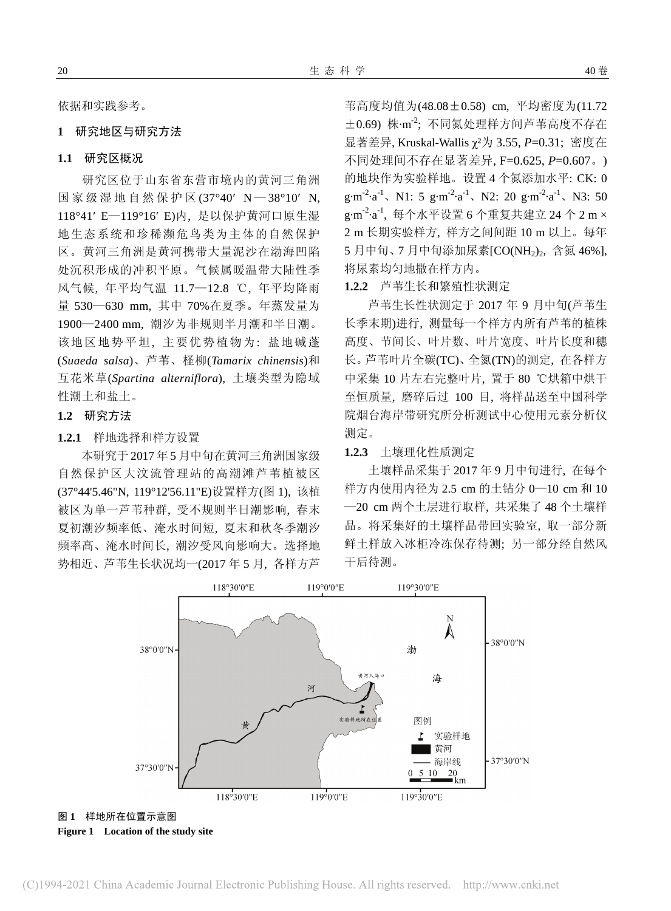依据和实践参考。

## 1 研究地区与研究方法

### 1.1 研究区概况

研究区位于山东省东营市境内的黄河三角洲国家级湿地自然保护区(37°40′ N—38°10′ N, 118°41′ E—119°16′ E)内，是以保护黄河口原生湿地生态系统和珍稀濒危鸟类为主体的自然保护区。黄河三角洲是黄河携带大量泥沙在渤海凹陷处沉积形成的冲积平原。气候属暖温带大陆性季风气候，年平均气温 11.7—12.8 ℃，年平均降雨量 530—630 mm，其中 70%在夏季。年蒸发量为 1900—2400 mm，潮汐为非规则半月潮和半日潮。该地区地势平坦，主要优势植物为：盐地碱蓬(*Suaeda salsa*)、芦苇、柽柳(*Tamarix chinensis*)和互花米草(*Spartina alterniflora*)，土壤类型为隐域性潮土和盐土。

### 1.2 研究方法

#### 1.2.1 样地选择和样方设置

本研究于 2017 年 5 月中旬在黄河三角洲国家级自然保护区大汶流管理站的高潮滩芦苇植被区(37°44'5.46"N, 119°12'56.11"E)设置样方(图 1)，该植被区为单一芦苇种群，受不规则半日潮影响，春末夏初潮汐频率低、淹水时间短，夏末和秋冬季潮汐频率高、淹水时间长，潮汐受风向影响大。选择地势相近、芦苇生长状况均一(2017 年 5 月，各样方芦苇高度均值为(48.08±0.58) cm，平均密度为(11.72±0.69) 株·$m^{-2}$；不同氮处理样方间芦苇高度不存在显著差异，Kruskal-Wallis $\chi^2$为 3.55, $P$=0.31；密度在不同处理间不存在显著差异，F=0.625, $P$=0.607。)的地块作为实验样地。设置 4 个氮添加水平：CK: 0 $g \cdot m^{-2} \cdot a^{-1}$、N1: 5 $g \cdot m^{-2} \cdot a^{-1}$、N2: 20 $g \cdot m^{-2} \cdot a^{-1}$、N3: 50 $g \cdot m^{-2} \cdot a^{-1}$，每个水平设置 6 个重复共建立 24 个 2 m × 2 m 长期实验样方，样方之间间距 10 m 以上。每年 5 月中旬、7 月中旬添加尿素[$CO(NH_2)_2$，含氮 46%]，将尿素均匀地撒在样方内。

#### 1.2.2 芦苇生长和繁殖性状测定

芦苇生长性状测定于 2017 年 9 月中旬(芦苇生长季末期)进行，测量每一个样方内所有芦苇的植株高度、节间长、叶片数、叶片宽度、叶片长度和穗长。芦苇叶片全碳(TC)、全氮(TN)的测定，在各样方中采集 10 片左右完整叶片，置于 80 ℃烘箱中烘干至恒质量，磨碎后过 100 目，将样品送至中国科学院烟台海岸带研究所分析测试中心使用元素分析仪测定。

#### 1.2.3 土壤理化性质测定

土壤样品采集于 2017 年 9 月中旬进行，在每个样方内使用内径为 2.5 cm 的土钻分 0—10 cm 和 10—20 cm 两个土层进行取样，共采集了 48 个土壤样品。将采集好的土壤样品带回实验室，取一部分新鲜土样放入冰柜冷冻保存待测；另一部分经自然风干后待测。

**图 1　样地所在位置示意图**

**Figure 1　Location of the study site**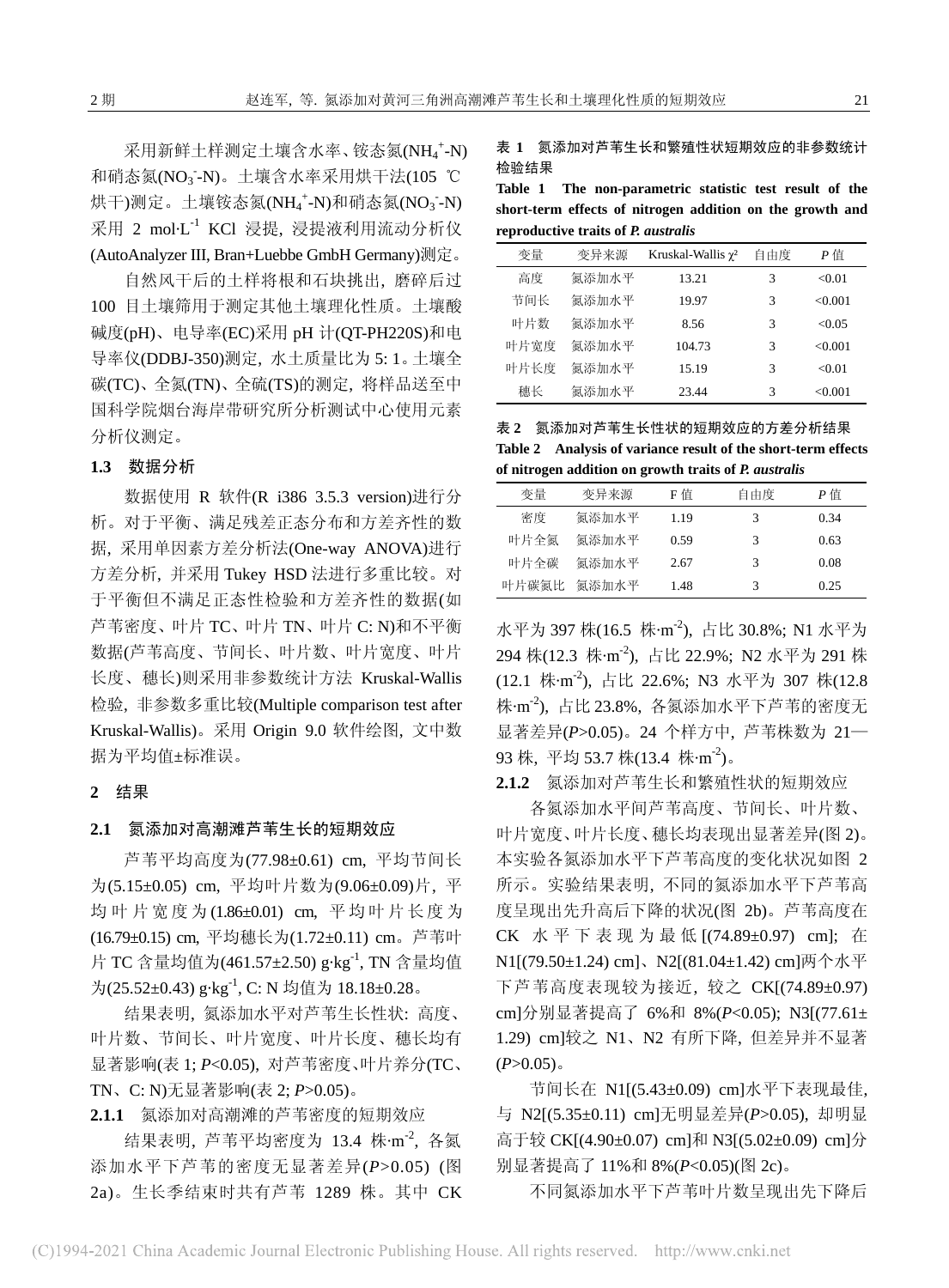采用新鲜土样测定土壤含水率、铵态氮($NH_4^+$-N)和硝态氮($NO_3^-$-N)。土壤含水率采用烘干法(105 ℃烘干)测定。土壤铵态氮($NH_4^+$-N)和硝态氮($NO_3^-$-N)采用 2 mol·$L^{-1}$ KCl 浸提，浸提液利用流动分析仪(AutoAnalyzer III, Bran+Luebbe GmbH Germany)测定。

自然风干后的土样将根和石块挑出，磨碎后过 100 目土壤筛用于测定其他土壤理化性质。土壤酸碱度(pH)、电导率(EC)采用 pH 计(QT-PH220S)和电导率仪(DDBJ-350)测定，水土质量比为 5: 1。土壤全碳(TC)、全氮(TN)、全硫(TS)的测定，将样品送至中国科学院烟台海岸带研究所分析测试中心使用元素分析仪测定。

### 1.3 数据分析

数据使用 R 软件(R i386 3.5.3 version)进行分析。对于平衡、满足残差正态分布和方差齐性的数据，采用单因素方差分析法(One-way ANOVA)进行方差分析，并采用 Tukey HSD 法进行多重比较。对于平衡但不满足正态性检验和方差齐性的数据(如芦苇密度、叶片 TC、叶片 TN、叶片 C: N)和不平衡数据(芦苇高度、节间长、叶片数、叶片宽度、叶片长度、穗长)则采用非参数统计方法 Kruskal-Wallis 检验，非参数多重比较(Multiple comparison test after Kruskal-Wallis)。采用 Origin 9.0 软件绘图，文中数据为平均值±标准误。

## 2 结果

### 2.1 氮添加对高潮滩芦苇生长的短期效应

芦苇平均高度为(77.98±0.61) cm，平均节间长为(5.15±0.05) cm，平均叶片数为(9.06±0.09)片，平均叶片宽度为(1.86±0.01) cm，平均叶片长度为(16.79±0.15) cm，平均穗长为(1.72±0.11) cm。芦苇叶片 TC 含量均值为(461.57±2.50) g·$kg^{-1}$，TN 含量均值为(25.52±0.43) g·$kg^{-1}$，C: N 均值为 18.18±0.28。

结果表明，氮添加水平对芦苇生长性状：高度、叶片数、节间长、叶片宽度、叶片长度、穗长均有显著影响(表 1; $P$<0.05)，对芦苇密度、叶片养分(TC、TN、C: N)无显著影响(表 2; $P$>0.05)。

**2.1.1** 氮添加对高潮滩的芦苇密度的短期效应

结果表明，芦苇平均密度为 13.4 株·$m^{-2}$，各氮添加水平下芦苇的密度无显著差异($P$>0.05) (图 2a)。生长季结束时共有芦苇 1289 株。其中 CK 水平为 397 株(16.5 株·$m^{-2}$)，占比 30.8%；N1 水平为 294 株(12.3 株·$m^{-2}$)，占比 22.9%；N2 水平为 291 株(12.1 株·$m^{-2}$)，占比 22.6%；N3 水平为 307 株(12.8 株·$m^{-2}$)，占比 23.8%，各氮添加水平下芦苇的密度无显著差异($P$>0.05)。24 个样方中，芦苇株数为 21—93 株，平均 53.7 株(13.4 株·$m^{-2}$)。

**表 1 氮添加对芦苇生长和繁殖性状短期效应的非参数统计检验结果**

**Table 1 The non-parametric statistic test result of the short-term effects of nitrogen addition on the growth and reproductive traits of *P. australis***

| 变量 | 变异来源 | Kruskal-Wallis $\chi^2$ | 自由度 | $P$ 值 |
|---|---|---|---|---|
| 高度 | 氮添加水平 | 13.21 | 3 | <0.01 |
| 节间长 | 氮添加水平 | 19.97 | 3 | <0.001 |
| 叶片数 | 氮添加水平 | 8.56 | 3 | <0.05 |
| 叶片宽度 | 氮添加水平 | 104.73 | 3 | <0.001 |
| 叶片长度 | 氮添加水平 | 15.19 | 3 | <0.01 |
| 穗长 | 氮添加水平 | 23.44 | 3 | <0.001 |

**表 2 氮添加对芦苇生长性状的短期效应的方差分析结果**

**Table 2 Analysis of variance result of the short-term effects of nitrogen addition on growth traits of *P. australis***

| 变量 | 变异来源 | F 值 | 自由度 | $P$ 值 |
|---|---|---|---|---|
| 密度 | 氮添加水平 | 1.19 | 3 | 0.34 |
| 叶片全氮 | 氮添加水平 | 0.59 | 3 | 0.63 |
| 叶片全碳 | 氮添加水平 | 2.67 | 3 | 0.08 |
| 叶片碳氮比 | 氮添加水平 | 1.48 | 3 | 0.25 |

**2.1.2** 氮添加对芦苇生长和繁殖性状的短期效应

各氮添加水平间芦苇高度、节间长、叶片数、叶片宽度、叶片长度、穗长均表现出显著差异(图 2)。本实验各氮添加水平下芦苇高度的变化状况如图 2 所示。实验结果表明，不同的氮添加水平下芦苇高度呈现出先升高后下降的状况(图 2b)。芦苇高度在 CK 水平下表现为最低[(74.89±0.97) cm]；在 N1[(79.50±1.24) cm]、N2[(81.04±1.42) cm]两个水平下芦苇高度表现较为接近，较之 CK[(74.89±0.97) cm]分别显著提高了 6%和 8%($P$<0.05)；N3[(77.61±1.29) cm]较之 N1、N2 有所下降，但差异并不显著($P$>0.05)。

节间长在 N1[(5.43±0.09) cm]水平下表现最佳，与 N2[(5.35±0.11) cm]无明显差异($P$>0.05)，却明显高于较 CK[(4.90±0.07) cm]和 N3[(5.02±0.09) cm]分别显著提高了 11%和 8%($P$<0.05)(图 2c)。

不同氮添加水平下芦苇叶片数呈现出先下降后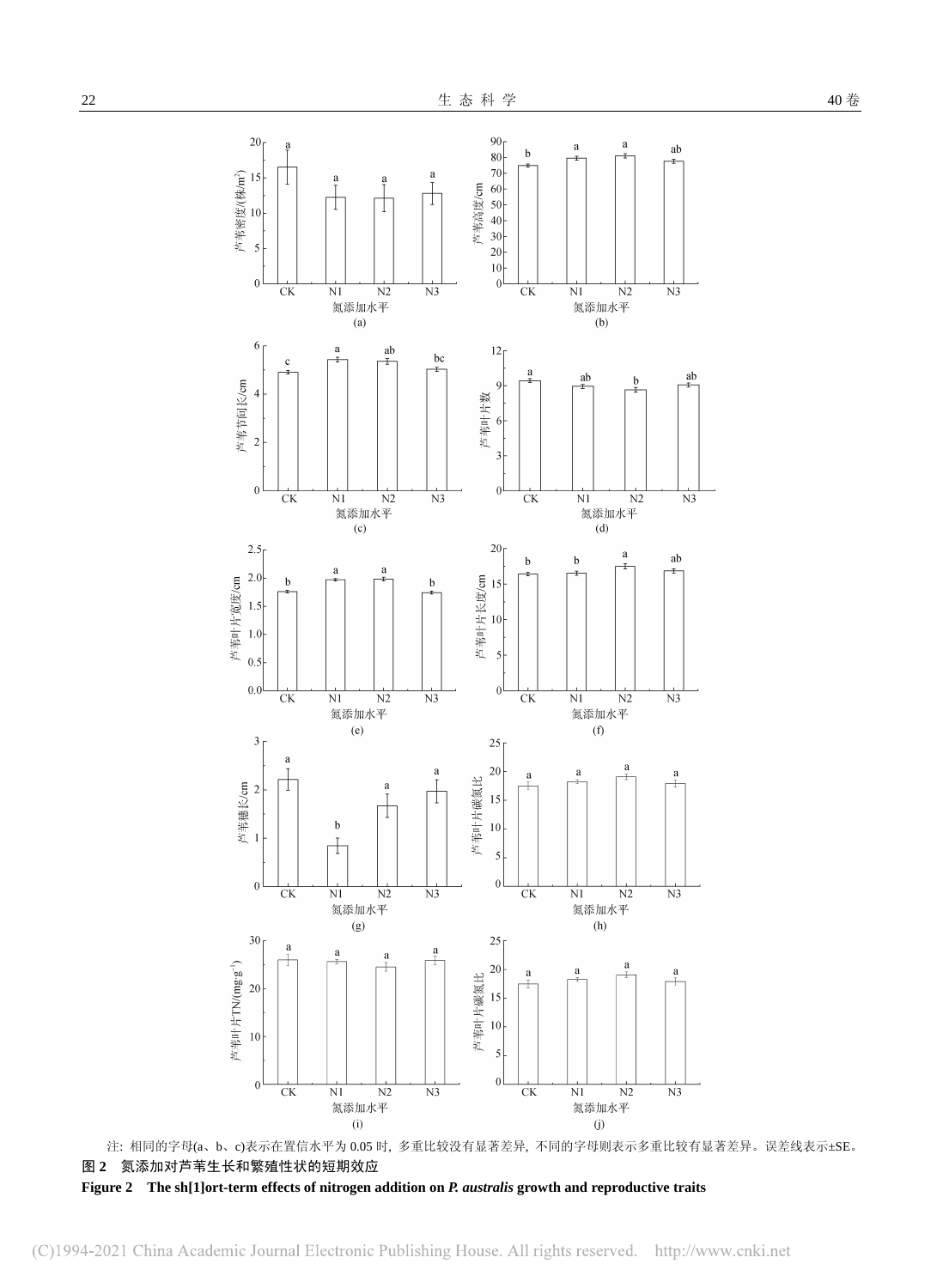注: 相同的字母(a、b、c)表示在置信水平为 0.05 时, 多重比较没有显著差异, 不同的字母则表示多重比较有显著差异。误差线表示±SE。

**图 2 氮添加对芦苇生长和繁殖性状的短期效应**

**Figure 2 The sh[1]ort-term effects of nitrogen addition on *P. australis* growth and reproductive traits**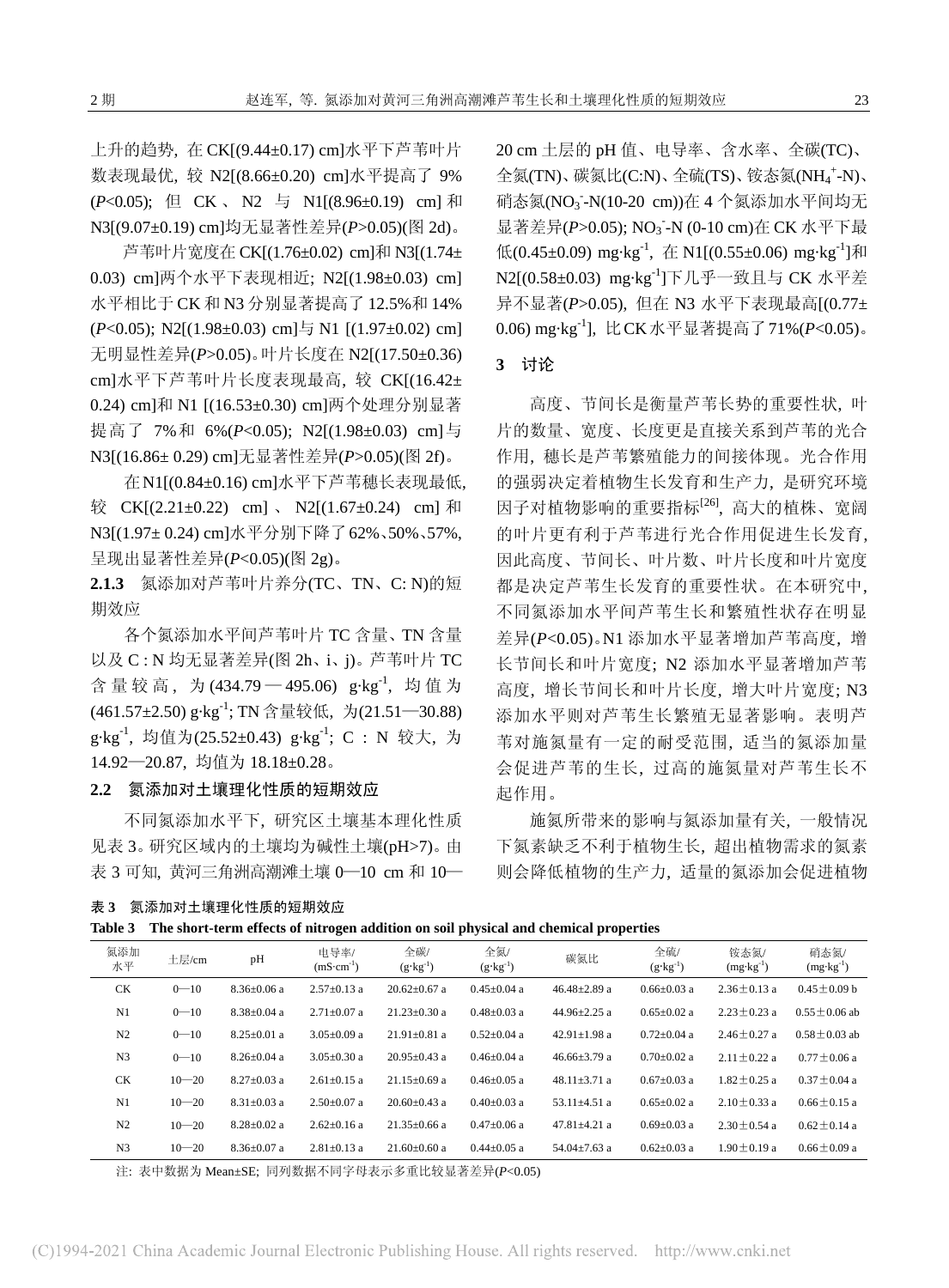上升的趋势，在 CK[(9.44±0.17) cm]水平下芦苇叶片数表现最优，较 N2[(8.66±0.20) cm]水平提高了 9% (*P*<0.05)；但 CK、N2 与 N1[(8.96±0.19) cm]和 N3[(9.07±0.19) cm]均无显著性差异(*P*>0.05)(图 2d)。

芦苇叶片宽度在 CK[(1.76±0.02) cm]和 N3[(1.74±0.03) cm]两个水平下表现相近；N2[(1.98±0.03) cm]水平相比于 CK 和 N3 分别显著提高了 12.5%和 14% (*P*<0.05)；N2[(1.98±0.03) cm]与 N1 [(1.97±0.02) cm]无明显性差异(*P*>0.05)。叶片长度在 N2[(17.50±0.36) cm]水平下芦苇叶片长度表现最高，较 CK[(16.42±0.24) cm]和 N1 [(16.53±0.30) cm]两个处理分别显著提高了 7%和 6%(*P*<0.05)；N2[(1.98±0.03) cm]与 N3[(16.86± 0.29) cm]无显著性差异(*P*>0.05)(图 2f)。

在 N1[(0.84±0.16) cm]水平下芦苇穗长表现最低，较 CK[(2.21±0.22) cm]、N2[(1.67±0.24) cm]和 N3[(1.97± 0.24) cm]水平分别下降了 62%、50%、57%，呈现出显著性差异(*P*<0.05)(图 2g)。

**2.1.3** 氮添加对芦苇叶片养分(TC、TN、C: N)的短期效应

各个氮添加水平间芦苇叶片 TC 含量、TN 含量以及 C : N 均无显著差异(图 2h、i、j)。芦苇叶片 TC 含量较高，为(434.79—495.06) $g\cdot kg^{-1}$，均值为(461.57±2.50) $g\cdot kg^{-1}$；TN 含量较低，为(21.51—30.88) $g\cdot kg^{-1}$，均值为(25.52±0.43) $g\cdot kg^{-1}$；C : N 较大，为 14.92—20.87，均值为 18.18±0.28。

### 2.2 氮添加对土壤理化性质的短期效应

不同氮添加水平下，研究区土壤基本理化性质见表 3。研究区域内的土壤均为碱性土壤(pH>7)。由表 3 可知，黄河三角洲高潮滩土壤 0—10 cm 和 10—20 cm 土层的 pH 值、电导率、含水率、全碳(TC)、全氮(TN)、碳氮比(C:N)、全硫(TS)、铵态氮($NH_4^+$-N)、硝态氮($NO_3^-$-N(10-20 cm))在 4 个氮添加水平间均无显著差异(*P*>0.05)；$NO_3^-$-N (0-10 cm)在 CK 水平下最低(0.45±0.09) $mg\cdot kg^{-1}$，在 N1[(0.55±0.06) $mg\cdot kg^{-1}$]和 N2[(0.58±0.03) $mg\cdot kg^{-1}$]下几乎一致且与 CK 水平差异不显著(*P*>0.05)，但在 N3 水平下表现最高[(0.77±0.06) $mg\cdot kg^{-1}$]，比 CK 水平显著提高了 71%(*P*<0.05)。

## 3 讨论

高度、节间长是衡量芦苇长势的重要性状，叶片的数量、宽度、长度更是直接关系到芦苇的光合作用，穗长是芦苇繁殖能力的间接体现。光合作用的强弱决定着植物生长发育和生产力，是研究环境因子对植物影响的重要指标[26]，高大的植株、宽阔的叶片更有利于芦苇进行光合作用促进生长发育，因此高度、节间长、叶片数、叶片长度和叶片宽度都是决定芦苇生长发育的重要性状。在本研究中，不同氮添加水平间芦苇生长和繁殖性状存在明显差异(*P*<0.05)。N1 添加水平显著增加芦苇高度，增长节间长和叶片宽度；N2 添加水平显著增加芦苇高度，增长节间长和叶片长度，增大叶片宽度；N3 添加水平则对芦苇生长繁殖无显著影响。表明芦苇对施氮量有一定的耐受范围，适当的氮添加量会促进芦苇的生长，过高的施氮量对芦苇生长不起作用。

施氮所带来的影响与氮添加量有关，一般情况下氮素缺乏不利于植物生长，超出植物需求的氮素则会降低植物的生产力，适量的氮添加会促进植物

**表 3** 氮添加对土壤理化性质的短期效应

**Table 3** The short-term effects of nitrogen addition on soil physical and chemical properties

| 氮添加水平 | 土层/cm | pH | 电导率/ ($mS\cdot cm^{-1}$) | 全碳/ ($g\cdot kg^{-1}$) | 全氮/ ($g\cdot kg^{-1}$) | 碳氮比 | 全硫/ ($g\cdot kg^{-1}$) | 铵态氮/ ($mg\cdot kg^{-1}$) | 硝态氮/ ($mg\cdot kg^{-1}$) |
|---|---|---|---|---|---|---|---|---|---|
| CK | 0—10 | 8.36±0.06 a | 2.57±0.13 a | 20.62±0.67 a | 0.45±0.04 a | 46.48±2.89 a | 0.66±0.03 a | 2.36±0.13 a | 0.45±0.09 b |
| N1 | 0—10 | 8.38±0.04 a | 2.71±0.07 a | 21.23±0.30 a | 0.48±0.03 a | 44.96±2.25 a | 0.65±0.02 a | 2.23±0.23 a | 0.55±0.06 ab |
| N2 | 0—10 | 8.25±0.01 a | 3.05±0.09 a | 21.91±0.81 a | 0.52±0.04 a | 42.91±1.98 a | 0.72±0.04 a | 2.46±0.27 a | 0.58±0.03 ab |
| N3 | 0—10 | 8.26±0.04 a | 3.05±0.30 a | 20.95±0.43 a | 0.46±0.04 a | 46.66±3.79 a | 0.70±0.02 a | 2.11±0.22 a | 0.77±0.06 a |
| CK | 10—20 | 8.27±0.03 a | 2.61±0.15 a | 21.15±0.69 a | 0.46±0.05 a | 48.11±3.71 a | 0.67±0.03 a | 1.82±0.25 a | 0.37±0.04 a |
| N1 | 10—20 | 8.31±0.03 a | 2.50±0.07 a | 20.60±0.43 a | 0.40±0.03 a | 53.11±4.51 a | 0.65±0.02 a | 2.10±0.33 a | 0.66±0.15 a |
| N2 | 10—20 | 8.28±0.02 a | 2.62±0.16 a | 21.35±0.66 a | 0.47±0.06 a | 47.81±4.21 a | 0.69±0.03 a | 2.30±0.54 a | 0.62±0.14 a |
| N3 | 10—20 | 8.36±0.07 a | 2.81±0.13 a | 21.60±0.60 a | 0.44±0.05 a | 54.04±7.63 a | 0.62±0.03 a | 1.90±0.19 a | 0.66±0.09 a |

注：表中数据为 Mean±SE；同列数据不同字母表示多重比较显著差异(*P*<0.05)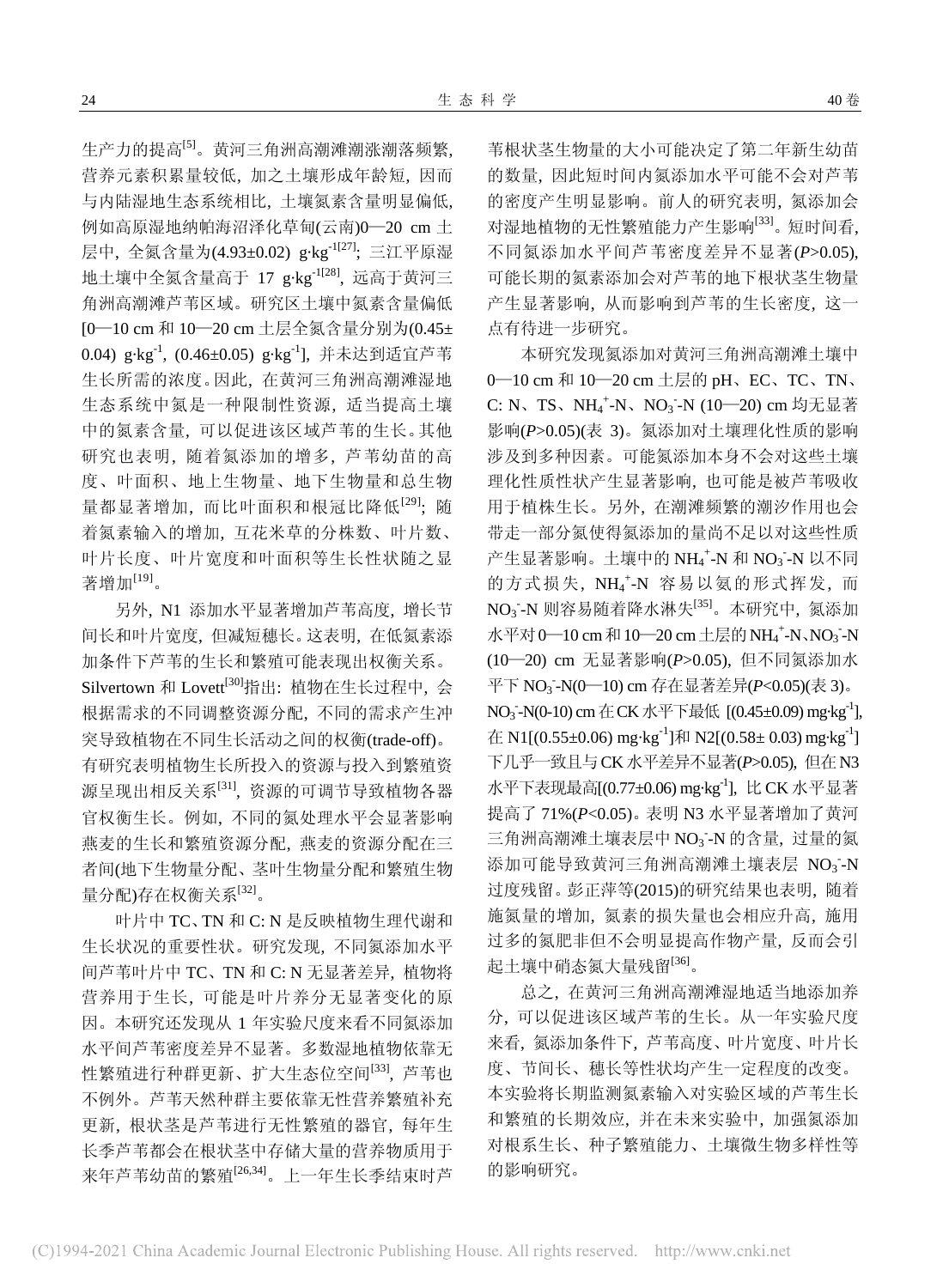生产力的提高[5]。黄河三角洲高潮滩潮涨潮落频繁，营养元素积累量较低，加之土壤形成年龄短，因而与内陆湿地生态系统相比，土壤氮素含量明显偏低，例如高原湿地纳帕海沼泽化草甸(云南)0—20 cm 土层中，全氮含量为(4.93±0.02) g·kg$^{-1}$[27]；三江平原湿地土壤中全氮含量高于 17 g·kg$^{-1}$[28]，远高于黄河三角洲高潮滩芦苇区域。研究区土壤中氮素含量偏低[0—10 cm 和 10—20 cm 土层全氮含量分别为(0.45±0.04) g·kg$^{-1}$, (0.46±0.05) g·kg$^{-1}$]，并未达到适宜芦苇生长所需的浓度。因此，在黄河三角洲高潮滩湿地生态系统中氮是一种限制性资源，适当提高土壤中的氮素含量，可以促进该区域芦苇的生长。其他研究也表明，随着氮添加的增多，芦苇幼苗的高度、叶面积、地上生物量、地下生物量和总生物量都显著增加，而比叶面积和根冠比降低[29]；随着氮素输入的增加，互花米草的分株数、叶片数、叶片长度、叶片宽度和叶面积等生长性状随之显著增加[19]。

另外，N1 添加水平显著增加芦苇高度，增长节间长和叶片宽度，但减短穗长。这表明，在低氮素添加条件下芦苇的生长和繁殖可能表现出权衡关系。Silvertown 和 Lovett[30]指出：植物在生长过程中，会根据需求的不同调整资源分配，不同的需求产生冲突导致植物在不同生长活动之间的权衡(trade-off)。有研究表明植物生长所投入的资源与投入到繁殖资源呈现出相反关系[31]，资源的可调节导致植物各器官权衡生长。例如，不同的氮处理水平会显著影响燕麦的生长和繁殖资源分配，燕麦的资源分配在三者间(地下生物量分配、茎叶生物量分配和繁殖生物量分配)存在权衡关系[32]。

叶片中 TC、TN 和 C: N 是反映植物生理代谢和生长状况的重要性状。研究发现，不同氮添加水平间芦苇叶片中 TC、TN 和 C: N 无显著差异，植物将营养用于生长，可能是叶片养分无显著变化的原因。本研究还发现从 1 年实验尺度来看不同氮添加水平间芦苇密度差异不显著。多数湿地植物依靠无性繁殖进行种群更新、扩大生态位空间[33]，芦苇也不例外。芦苇天然种群主要依靠无性营养繁殖补充更新，根状茎是芦苇进行无性繁殖的器官，每年生长季芦苇都会在根状茎中存储大量的营养物质用于来年芦苇幼苗的繁殖[26,34]。上一年生长季结束时芦苇根状茎生物量的大小可能决定了第二年新生幼苗的数量，因此短时间内氮添加水平可能不会对芦苇的密度产生明显影响。前人的研究表明，氮添加会对湿地植物的无性繁殖能力产生影响[33]。短时间看，不同氮添加水平间芦苇密度差异不显著($P$>0.05)，可能长期的氮素添加会对芦苇的地下根状茎生物量产生显著影响，从而影响到芦苇的生长密度，这一点有待进一步研究。

本研究发现氮添加对黄河三角洲高潮滩土壤中 0—10 cm 和 10—20 cm 土层的 pH、EC、TC、TN、C: N、TS、$NH_4^+$-N、$NO_3^-$-N (10—20) cm 均无显著影响($P$>0.05)(表 3)。氮添加对土壤理化性质的影响涉及到多种因素。可能氮添加本身不会对这些土壤理化性质性状产生显著影响，也可能是被芦苇吸收用于植株生长。另外，在潮滩频繁的潮汐作用也会带走一部分氮使得氮添加的量尚不足以对这些性质产生显著影响。土壤中的 $NH_4^+$-N 和 $NO_3^-$-N 以不同的方式损失，$NH_4^+$-N 容易以氨的形式挥发，而 $NO_3^-$-N 则容易随着降水淋失[35]。本研究中，氮添加水平对 0—10 cm 和 10—20 cm 土层的 $NH_4^+$-N、$NO_3^-$-N (10—20) cm 无显著影响($P$>0.05)，但不同氮添加水平下 $NO_3^-$-N(0—10) cm 存在显著差异($P$<0.05)(表 3)。$NO_3^-$-N(0-10) cm 在 CK 水平下最低 [(0.45±0.09) mg·kg$^{-1}$]，在 N1[(0.55±0.06) mg·kg$^{-1}$]和 N2[(0.58± 0.03) mg·kg$^{-1}$]下几乎一致且与 CK 水平差异不显著($P$>0.05)，但在 N3 水平下表现最高[(0.77±0.06) mg·kg$^{-1}$]，比 CK 水平显著提高了 71%($P$<0.05)。表明 N3 水平显著增加了黄河三角洲高潮滩土壤表层中 $NO_3^-$-N 的含量，过量的氮添加可能导致黄河三角洲高潮滩土壤表层 $NO_3^-$-N 过度残留。彭正萍等(2015)的研究结果也表明，随着施氮量的增加，氮素的损失量也会相应升高，施用过多的氮肥非但不会明显提高作物产量，反而会引起土壤中硝态氮大量残留[36]。

总之，在黄河三角洲高潮滩湿地适当地添加养分，可以促进该区域芦苇的生长。从一年实验尺度来看，氮添加条件下，芦苇高度、叶片宽度、叶片长度、节间长、穗长等性状均产生一定程度的改变。本实验将长期监测氮素输入对实验区域的芦苇生长和繁殖的长期效应，并在未来实验中，加强氮添加对根系生长、种子繁殖能力、土壤微生物多样性等的影响研究。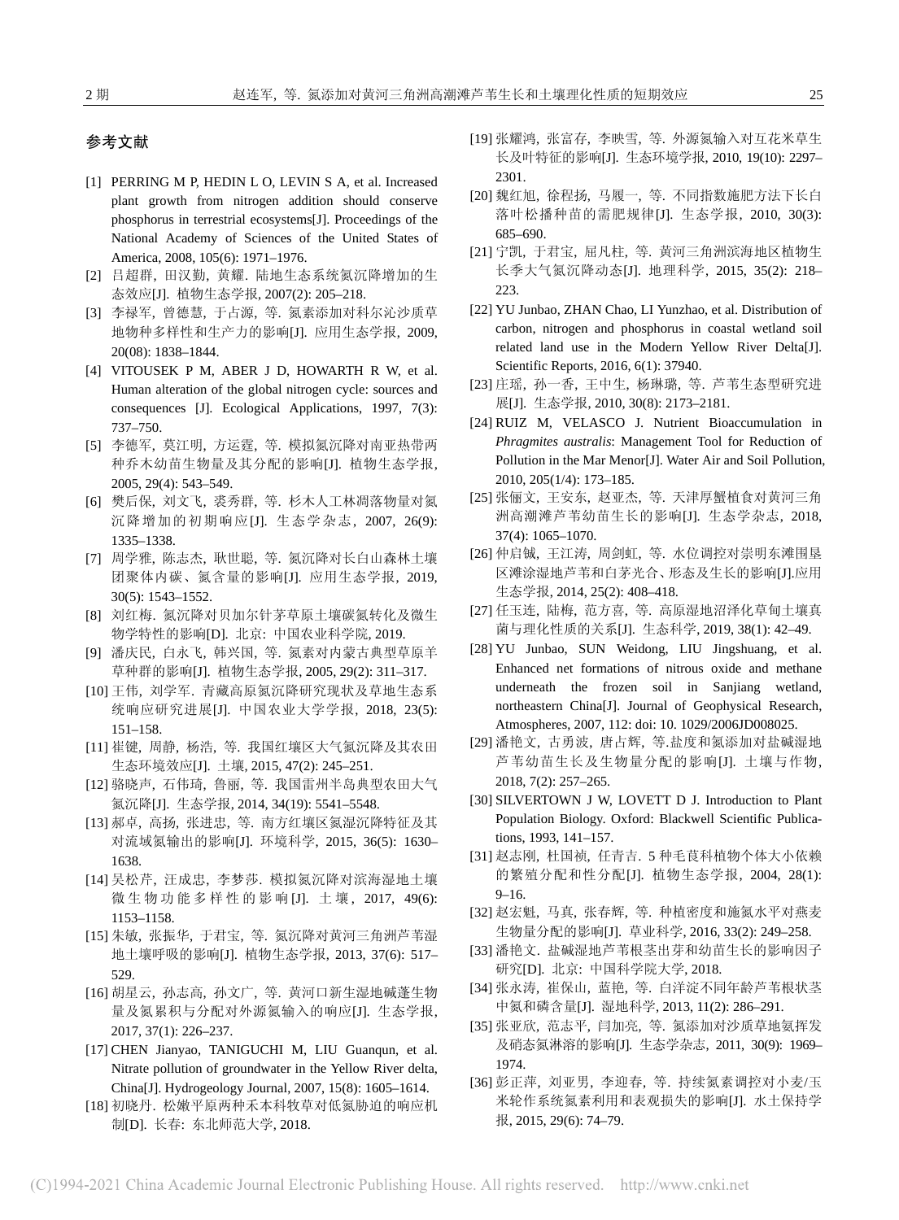## 参考文献

[1] PERRING M P, HEDIN L O, LEVIN S A, et al. Increased plant growth from nitrogen addition should conserve phosphorus in terrestrial ecosystems[J]. Proceedings of the National Academy of Sciences of the United States of America, 2008, 105(6): 1971–1976.

[2] 吕超群，田汉勤，黄耀．陆地生态系统氮沉降增加的生态效应[J]．植物生态学报，2007(2): 205–218.

[3] 李禄军，曾德慧，于占源，等．氮素添加对科尔沁沙质草地物种多样性和生产力的影响[J]．应用生态学报，2009, 20(08): 1838–1844.

[4] VITOUSEK P M, ABER J D, HOWARTH R W, et al. Human alteration of the global nitrogen cycle: sources and consequences [J]. Ecological Applications, 1997, 7(3): 737–750.

[5] 李德军，莫江明，方运霆，等．模拟氮沉降对南亚热带两种乔木幼苗生物量及其分配的影响[J]．植物生态学报，2005, 29(4): 543–549.

[6] 樊后保，刘文飞，裘秀群，等．杉木人工林凋落物量对氮沉降增加的初期响应[J]．生态学杂志，2007, 26(9): 1335–1338.

[7] 周学雅，陈志杰，耿世聪，等．氮沉降对长白山森林土壤团聚体内碳、氮含量的影响[J]．应用生态学报，2019, 30(5): 1543–1552.

[8] 刘红梅．氮沉降对贝加尔针茅草原土壤碳氮转化及微生物学特性的影响[D]．北京：中国农业科学院，2019.

[9] 潘庆民，白永飞，韩兴国，等．氮素对内蒙古典型草原羊草种群的影响[J]．植物生态学报，2005, 29(2): 311–317.

[10] 王伟，刘学军．青藏高原氮沉降研究现状及草地生态系统响应研究进展[J]．中国农业大学学报，2018, 23(5): 151–158.

[11] 崔键，周静，杨浩，等．我国红壤区大气氮沉降及其农田生态环境效应[J]．土壤，2015, 47(2): 245–251.

[12] 骆晓声，石伟琦，鲁丽，等．我国雷州半岛典型农田大气氮沉降[J]．生态学报，2014, 34(19): 5541–5548.

[13] 郝卓，高扬，张进忠，等．南方红壤区氮湿沉降特征及其对流域氮输出的影响[J]．环境科学，2015, 36(5): 1630–1638.

[14] 吴松芹，汪成忠，李梦莎．模拟氮沉降对滨海湿地土壤微生物功能多样性的影响[J]．土壤，2017, 49(6): 1153–1158.

[15] 朱敏，张振华，于君宝，等．氮沉降对黄河三角洲芦苇湿地土壤呼吸的影响[J]．植物生态学报，2013, 37(6): 517–529.

[16] 胡星云，孙志高，孙文广，等．黄河口新生湿地碱蓬生物量及氮累积与分配对外源氮输入的响应[J]．生态学报，2017, 37(1): 226–237.

[17] CHEN Jianyao, TANIGUCHI M, LIU Guanqun, et al. Nitrate pollution of groundwater in the Yellow River delta, China[J]. Hydrogeology Journal, 2007, 15(8): 1605–1614.

[18] 初晓丹．松嫩平原两种禾本科牧草对低氮胁迫的响应机制[D]．长春：东北师范大学，2018.

[19] 张耀鸿，张富存，李映雪，等．外源氮输入对互花米草生长及叶特征的影响[J]．生态环境学报，2010, 19(10): 2297–2301.

[20] 魏红旭，徐程扬，马履一，等．不同指数施肥方法下长白落叶松播种苗的需肥规律[J]．生态学报，2010, 30(3): 685–690.

[21] 宁凯，于君宝，屈凡柱，等．黄河三角洲滨海地区植物生长季大气氮沉降动态[J]．地理科学，2015, 35(2): 218–223.

[22] YU Junbao, ZHAN Chao, LI Yunzhao, et al. Distribution of carbon, nitrogen and phosphorus in coastal wetland soil related land use in the Modern Yellow River Delta[J]. Scientific Reports, 2016, 6(1): 37940.

[23] 庄瑶，孙一香，王中生，杨琳璐，等．芦苇生态型研究进展[J]．生态学报，2010, 30(8): 2173–2181.

[24] RUIZ M, VELASCO J. Nutrient Bioaccumulation in *Phragmites australis*: Management Tool for Reduction of Pollution in the Mar Menor[J]. Water Air and Soil Pollution, 2010, 205(1/4): 173–185.

[25] 张俪文，王安东，赵亚杰，等．天津厚蟹植食对黄河三角洲高潮滩芦苇幼苗生长的影响[J]．生态学杂志，2018, 37(4): 1065–1070.

[26] 仲启铖，王江涛，周剑虹，等．水位调控对崇明东滩围垦区滩涂湿地芦苇和白茅光合、形态及生长的影响[J].应用生态学报，2014, 25(2): 408–418.

[27] 任玉连，陆梅，范方喜，等．高原湿地沼泽化草甸土壤真菌与理化性质的关系[J]．生态科学，2019, 38(1): 42–49.

[28] YU Junbao, SUN Weidong, LIU Jingshuang, et al. Enhanced net formations of nitrous oxide and methane underneath the frozen soil in Sanjiang wetland, northeastern China[J]. Journal of Geophysical Research, Atmospheres, 2007, 112: doi: 10. 1029/2006JD008025.

[29] 潘艳文，古勇波，唐占辉，等.盐度和氮添加对盐碱湿地芦苇幼苗生长及生物量分配的影响[J]．土壤与作物，2018, 7(2): 257–265.

[30] SILVERTOWN J W, LOVETT D J. Introduction to Plant Population Biology. Oxford: Blackwell Scientific Publications, 1993, 141–157.

[31] 赵志刚，杜国祯，任青吉．5种毛茛科植物个体大小依赖的繁殖分配和性分配[J]．植物生态学报，2004, 28(1): 9–16.

[32] 赵宝魁，马真，张春辉，等．种植密度和施氮水平对燕麦生物量分配的影响[J]．草业科学，2016, 33(2): 249–258.

[33] 潘艳文．盐碱湿地芦苇根茎出芽和幼苗生长的影响因子研究[D]．北京：中国科学院大学，2018.

[34] 张永涛，崔保山，蓝艳，等．白洋淀不同年龄芦苇根状茎中氮和磷含量[J]．湿地科学，2013, 11(2): 286–291.

[35] 张亚欣，范志平，闫加亮，等．氮添加对沙质草地氨挥发及硝态氮淋溶的影响[J]．生态学杂志，2011, 30(9): 1969–1974.

[36] 彭正萍，刘亚男，李迎春，等．持续氮素调控对小麦/玉米轮作系统氮素利用和表观损失的影响[J]．水土保持学报，2015, 29(6): 74–79.